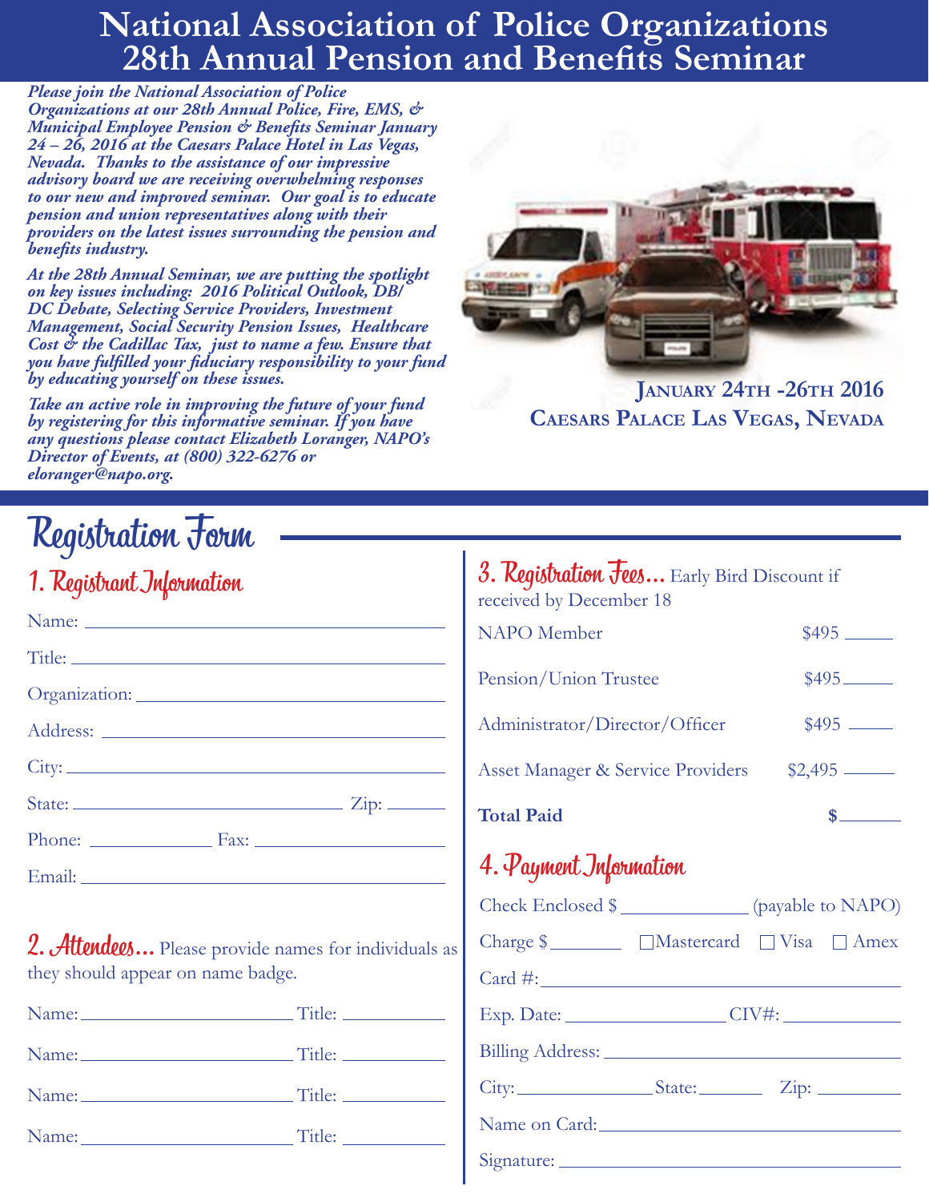# National Association of Police Organizations
# 28th Annual Pension and Benefits Seminar

***Please join the National Association of Police Organizations at our 28th Annual Police, Fire, EMS, & Municipal Employee Pension & Benefits Seminar January 24 – 26, 2016 at the Caesars Palace Hotel in Las Vegas, Nevada. Thanks to the assistance of our impressive advisory board we are receiving overwhelming responses to our new and improved seminar. Our goal is to educate pension and union representatives along with their providers on the latest issues surrounding the pension and benefits industry.***

***At the 28th Annual Seminar, we are putting the spotlight on key issues including: 2016 Political Outlook, DB/DC Debate, Selecting Service Providers, Investment Management, Social Security Pension Issues, Healthcare Cost & the Cadillac Tax, just to name a few. Ensure that you have fulfilled your fiduciary responsibility to your fund by educating yourself on these issues.***

***Take an active role in improving the future of your fund by registering for this informative seminar. If you have any questions please contact Elizabeth Loranger, NAPO's Director of Events, at (800) 322-6276 or eloranger@napo.org.***

**JANUARY 24TH -26TH 2016**
**CAESARS PALACE LAS VEGAS, NEVADA**

## Registration Form

### 1. Registrant Information

Name: ______________________________

Title: ______________________________

Organization: ______________________________

Address: ______________________________

City: ______________________________

State: ____________________ Zip: __________

Phone: __________ Fax: ______________

Email: ______________________________

### 2. Attendees...

Please provide names for individuals as they should appear on name badge.

Name: ____________________ Title: __________

Name: ____________________ Title: __________

Name: ____________________ Title: __________

Name: ____________________ Title: __________

### 3. Registration Fees...

Early Bird Discount if received by December 18

| | |
|---|---|
| NAPO Member | $495 ______ |
| Pension/Union Trustee | $495 ______ |
| Administrator/Director/Officer | $495 ______ |
| Asset Manager & Service Providers | $2,495 ______ |
| **Total Paid** | **$** ______ |

### 4. Payment Information

Check Enclosed $ ____________ (payable to NAPO)

Charge $ ________ ☐ Mastercard ☐ Visa ☐ Amex

Card #: ______________________________

Exp. Date: ______________ CIV#: __________

Billing Address: ______________________________

City: ____________ State: ________ Zip: ________

Name on Card: ______________________________

Signature: ______________________________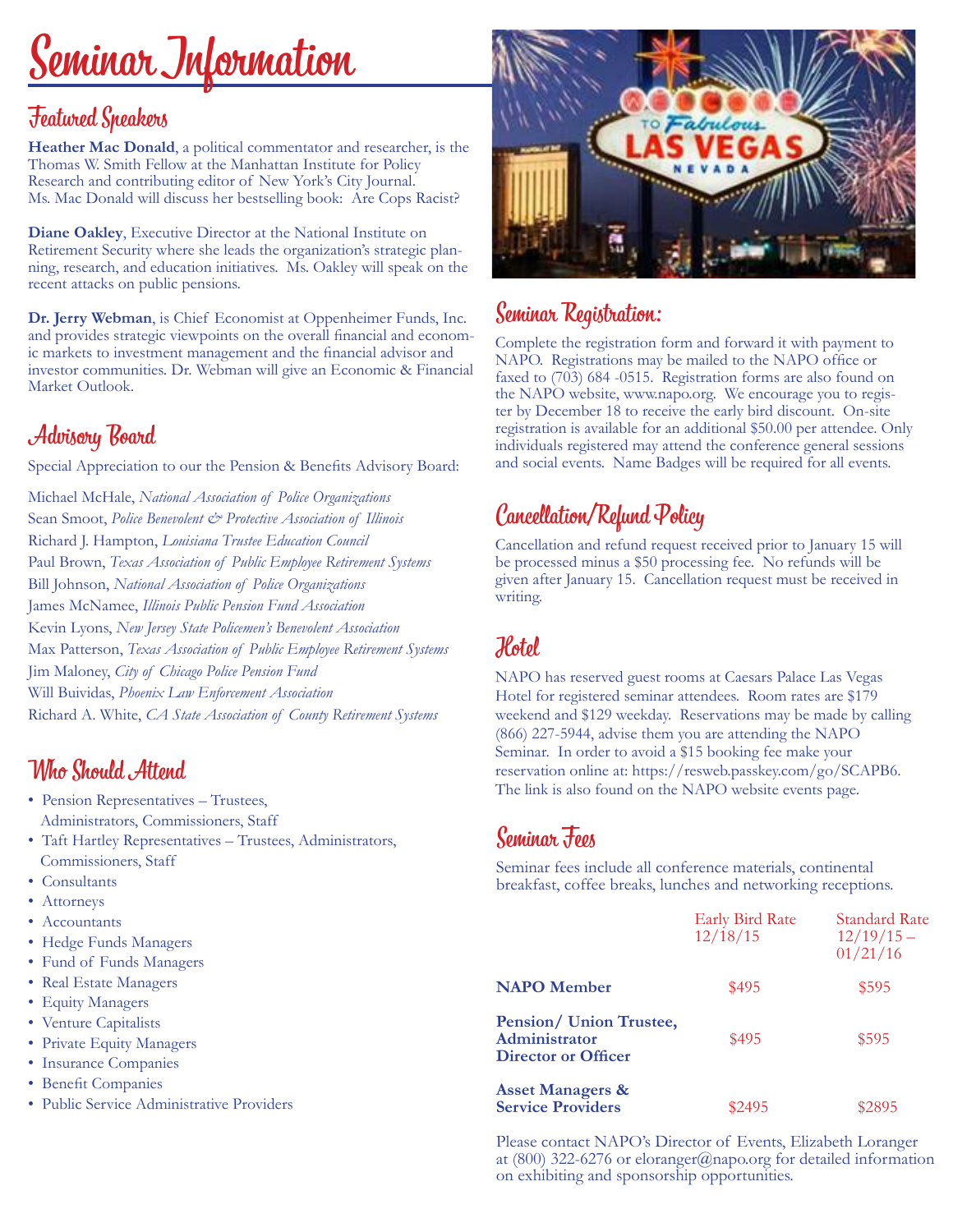# Seminar Information

## Featured Speakers

**Heather Mac Donald**, a political commentator and researcher, is the Thomas W. Smith Fellow at the Manhattan Institute for Policy Research and contributing editor of New York's City Journal. Ms. Mac Donald will discuss her bestselling book: Are Cops Racist?

**Diane Oakley**, Executive Director at the National Institute on Retirement Security where she leads the organization's strategic planning, research, and education initiatives. Ms. Oakley will speak on the recent attacks on public pensions.

**Dr. Jerry Webman**, is Chief Economist at Oppenheimer Funds, Inc. and provides strategic viewpoints on the overall financial and economic markets to investment management and the financial advisor and investor communities. Dr. Webman will give an Economic & Financial Market Outlook.

## Advisory Board

Special Appreciation to our the Pension & Benefits Advisory Board:

Michael McHale, *National Association of Police Organizations*
Sean Smoot, *Police Benevolent & Protective Association of Illinois*
Richard J. Hampton, *Louisiana Trustee Education Council*
Paul Brown, *Texas Association of Public Employee Retirement Systems*
Bill Johnson, *National Association of Police Organizations*
James McNamee, *Illinois Public Pension Fund Association*
Kevin Lyons, *New Jersey State Policemen's Benevolent Association*
Max Patterson, *Texas Association of Public Employee Retirement Systems*
Jim Maloney, *City of Chicago Police Pension Fund*
Will Buividas, *Phoenix Law Enforcement Association*
Richard A. White, *CA State Association of County Retirement Systems*

## Who Should Attend

- Pension Representatives – Trustees, Administrators, Commissioners, Staff
- Taft Hartley Representatives – Trustees, Administrators, Commissioners, Staff
- Consultants
- Attorneys
- Accountants
- Hedge Funds Managers
- Fund of Funds Managers
- Real Estate Managers
- Equity Managers
- Venture Capitalists
- Private Equity Managers
- Insurance Companies
- Benefit Companies
- Public Service Administrative Providers

## Seminar Registration:

Complete the registration form and forward it with payment to NAPO. Registrations may be mailed to the NAPO office or faxed to (703) 684 -0515. Registration forms are also found on the NAPO website, www.napo.org. We encourage you to register by December 18 to receive the early bird discount. On-site registration is available for an additional $50.00 per attendee. Only individuals registered may attend the conference general sessions and social events. Name Badges will be required for all events.

## Cancellation/Refund Policy

Cancellation and refund request received prior to January 15 will be processed minus a $50 processing fee. No refunds will be given after January 15. Cancellation request must be received in writing.

## Hotel

NAPO has reserved guest rooms at Caesars Palace Las Vegas Hotel for registered seminar attendees. Room rates are $179 weekend and $129 weekday. Reservations may be made by calling (866) 227-5944, advise them you are attending the NAPO Seminar. In order to avoid a $15 booking fee make your reservation online at: https://resweb.passkey.com/go/SCAPB6. The link is also found on the NAPO website events page.

## Seminar Fees

Seminar fees include all conference materials, continental breakfast, coffee breaks, lunches and networking receptions.

| | Early Bird Rate 12/18/15 | Standard Rate 12/19/15 – 01/21/16 |
|---|---|---|
| **NAPO Member** | $495 | $595 |
| **Pension/ Union Trustee, Administrator Director or Officer** | $495 | $595 |
| **Asset Managers & Service Providers** | $2495 | $2895 |

Please contact NAPO's Director of Events, Elizabeth Loranger at (800) 322-6276 or eloranger@napo.org for detailed information on exhibiting and sponsorship opportunities.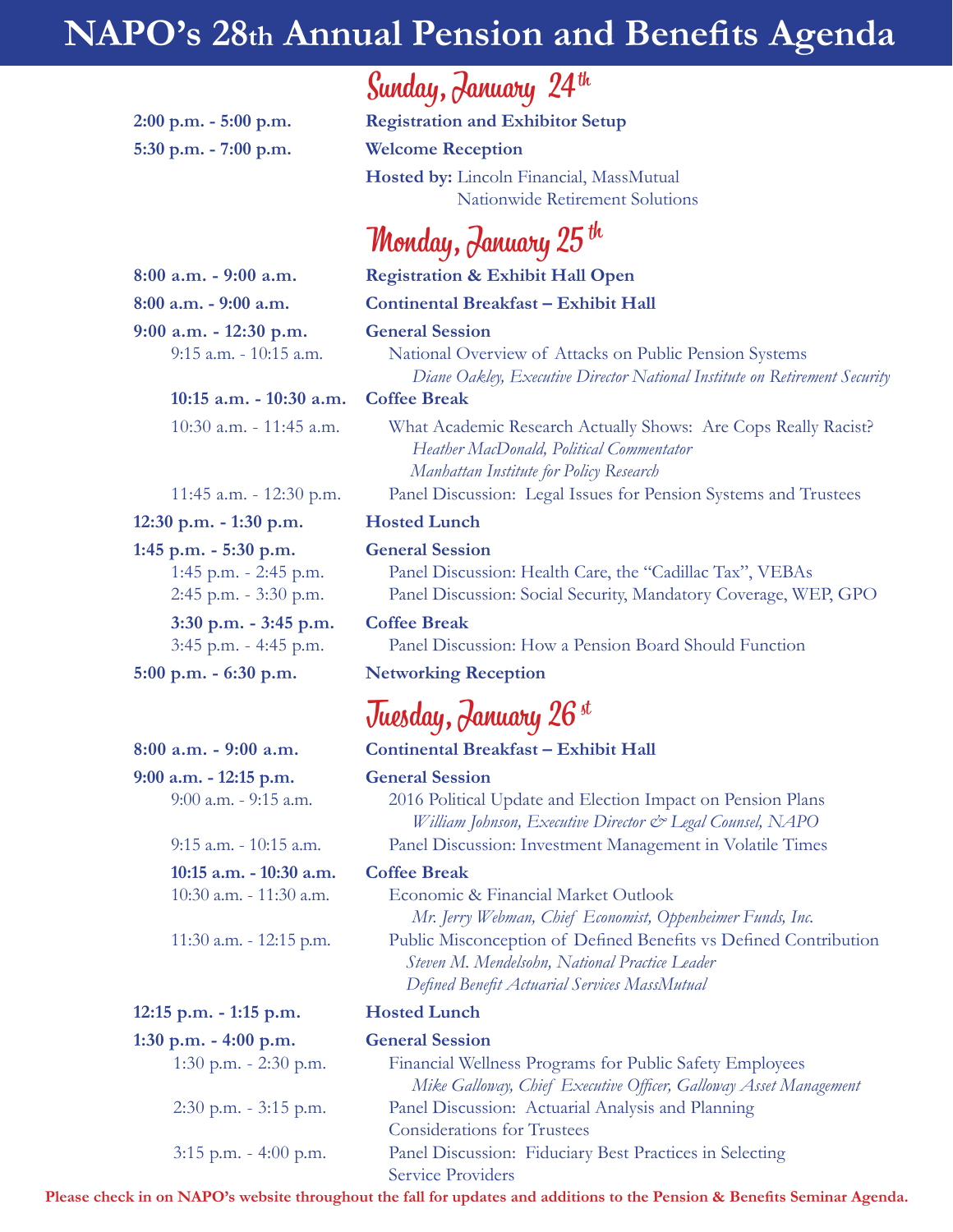# NAPO's 28th Annual Pension and Benefits Agenda

## Sunday, January 24th

**2:00 p.m. - 5:00 p.m.** — **Registration and Exhibitor Setup**

**5:30 p.m. - 7:00 p.m.** — **Welcome Reception**

**Hosted by:** Lincoln Financial, MassMutual
Nationwide Retirement Solutions

## Monday, January 25th

**8:00 a.m. - 9:00 a.m.** — **Registration & Exhibit Hall Open**

**8:00 a.m. - 9:00 a.m.** — **Continental Breakfast – Exhibit Hall**

**9:00 a.m. - 12:30 p.m.** — **General Session**

- 9:15 a.m. - 10:15 a.m. — National Overview of Attacks on Public Pension Systems
  *Diane Oakley, Executive Director National Institute on Retirement Security*
- **10:15 a.m. - 10:30 a.m.** — **Coffee Break**
- 10:30 a.m. - 11:45 a.m. — What Academic Research Actually Shows: Are Cops Really Racist?
  *Heather MacDonald, Political Commentator*
  *Manhattan Institute for Policy Research*
- 11:45 a.m. - 12:30 p.m. — Panel Discussion: Legal Issues for Pension Systems and Trustees

**12:30 p.m. - 1:30 p.m.** — **Hosted Lunch**

**1:45 p.m. - 5:30 p.m.** — **General Session**

- 1:45 p.m. - 2:45 p.m. — Panel Discussion: Health Care, the "Cadillac Tax", VEBAs
- 2:45 p.m. - 3:30 p.m. — Panel Discussion: Social Security, Mandatory Coverage, WEP, GPO
- **3:30 p.m. - 3:45 p.m.** — **Coffee Break**
- 3:45 p.m. - 4:45 p.m. — Panel Discussion: How a Pension Board Should Function

**5:00 p.m. - 6:30 p.m.** — **Networking Reception**

## Tuesday, January 26st

**8:00 a.m. - 9:00 a.m.** — **Continental Breakfast – Exhibit Hall**

**9:00 a.m. - 12:15 p.m.** — **General Session**

- 9:00 a.m. - 9:15 a.m. — 2016 Political Update and Election Impact on Pension Plans
  *William Johnson, Executive Director & Legal Counsel, NAPO*
- 9:15 a.m. - 10:15 a.m. — Panel Discussion: Investment Management in Volatile Times
- **10:15 a.m. - 10:30 a.m.** — **Coffee Break**
- 10:30 a.m. - 11:30 a.m. — Economic & Financial Market Outlook
  *Mr. Jerry Webman, Chief Economist, Oppenheimer Funds, Inc.*
- 11:30 a.m. - 12:15 p.m. — Public Misconception of Defined Benefits vs Defined Contribution
  *Steven M. Mendelsohn, National Practice Leader*
  *Defined Benefit Actuarial Services MassMutual*

**12:15 p.m. - 1:15 p.m.** — **Hosted Lunch**

**1:30 p.m. - 4:00 p.m.** — **General Session**

- 1:30 p.m. - 2:30 p.m. — Financial Wellness Programs for Public Safety Employees
  *Mike Galloway, Chief Executive Officer, Galloway Asset Management*
- 2:30 p.m. - 3:15 p.m. — Panel Discussion: Actuarial Analysis and Planning Considerations for Trustees
- 3:15 p.m. - 4:00 p.m. — Panel Discussion: Fiduciary Best Practices in Selecting Service Providers

**Please check in on NAPO's website throughout the fall for updates and additions to the Pension & Benefits Seminar Agenda.**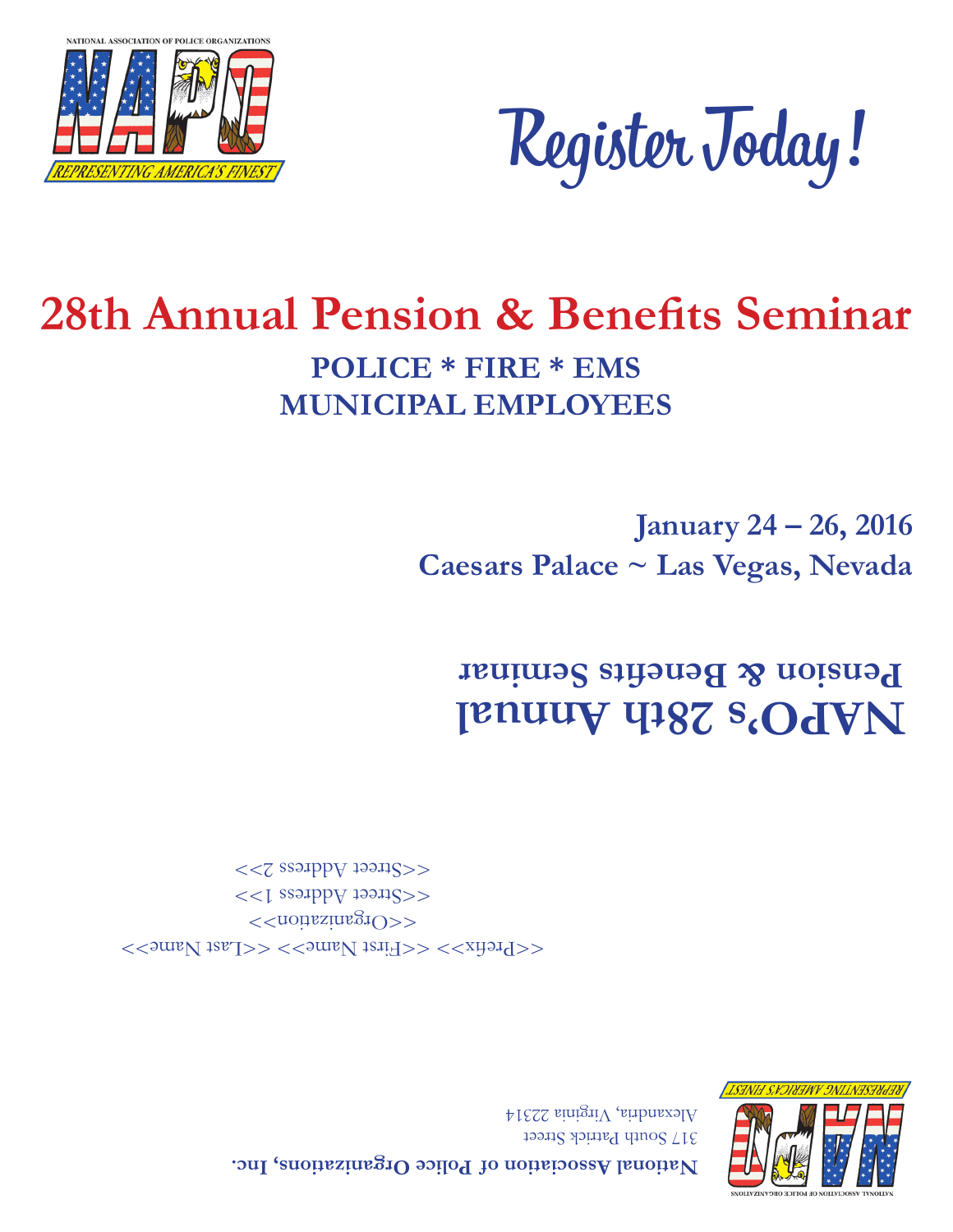NATIONAL ASSOCIATION OF POLICE ORGANIZATIONS

NAPO

REPRESENTING AMERICA'S FINEST

Register Today!

# 28th Annual Pension & Benefits Seminar

**POLICE * FIRE * EMS**
**MUNICIPAL EMPLOYEES**

**January 24 – 26, 2016**
**Caesars Palace ~ Las Vegas, Nevada**

**NAPO's 28th Annual**
**Pension & Benefits Seminar**

<<Prefix>> <<First Name>> <<Last Name>>
<<Organization>>
<<Street Address 1>>
<<Street Address 2>>

**National Association of Police Organizations, Inc.**
317 South Patrick Street
Alexandria, Virginia 22314

NATIONAL ASSOCIATION OF POLICE ORGANIZATIONS

NAPO

REPRESENTING AMERICA'S FINEST